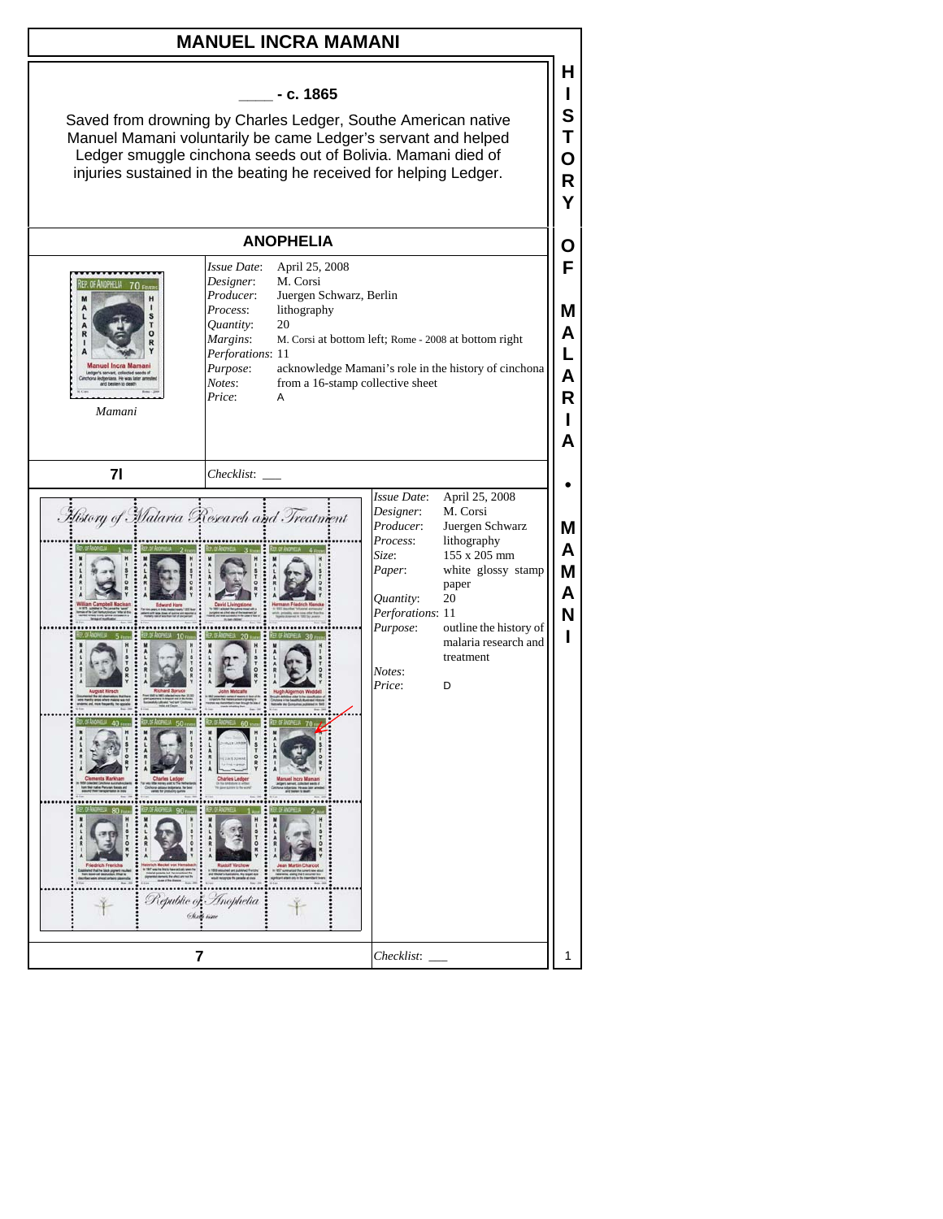# MANUEL INCRA MAMANI

**____ - c. 1865**

Saved from drowning by Charles Ledger, Southe American native Manuel Mamani voluntarily be came Ledger's servant and helped Ledger smuggle cinchona seeds out of Bolivia. Mamani died of injuries sustained in the beating he received for helping Ledger.

## ANOPHELIA

*Mamani*

| | |
|---|---|
| *Issue Date*: | April 25, 2008 |
| *Designer*: | M. Corsi |
| *Producer*: | Juergen Schwarz, Berlin |
| *Process*: | lithography |
| *Quantity*: | 20 |
| *Margins*: | M. Corsi at bottom left; Rome - 2008 at bottom right |
| *Perforations*: | 11 |
| *Purpose*: | acknowledge Mamani's role in the history of cinchona |
| *Notes*: | from a 16-stamp collective sheet |
| *Price*: | A |

**7I** *Checklist*: ___

| | |
|---|---|
| *Issue Date*: | April 25, 2008 |
| *Designer*: | M. Corsi |
| *Producer*: | Juergen Schwarz |
| *Process*: | lithography |
| *Size*: | 155 x 205 mm |
| *Paper*: | white glossy stamp paper |
| *Quantity*: | 20 |
| *Perforations*: | 11 |
| *Purpose*: | outline the history of malaria research and treatment |
| *Notes*: | |
| *Price*: | D |

**7** *Checklist*: ___

HISTORY OF MALARIA • MAMANI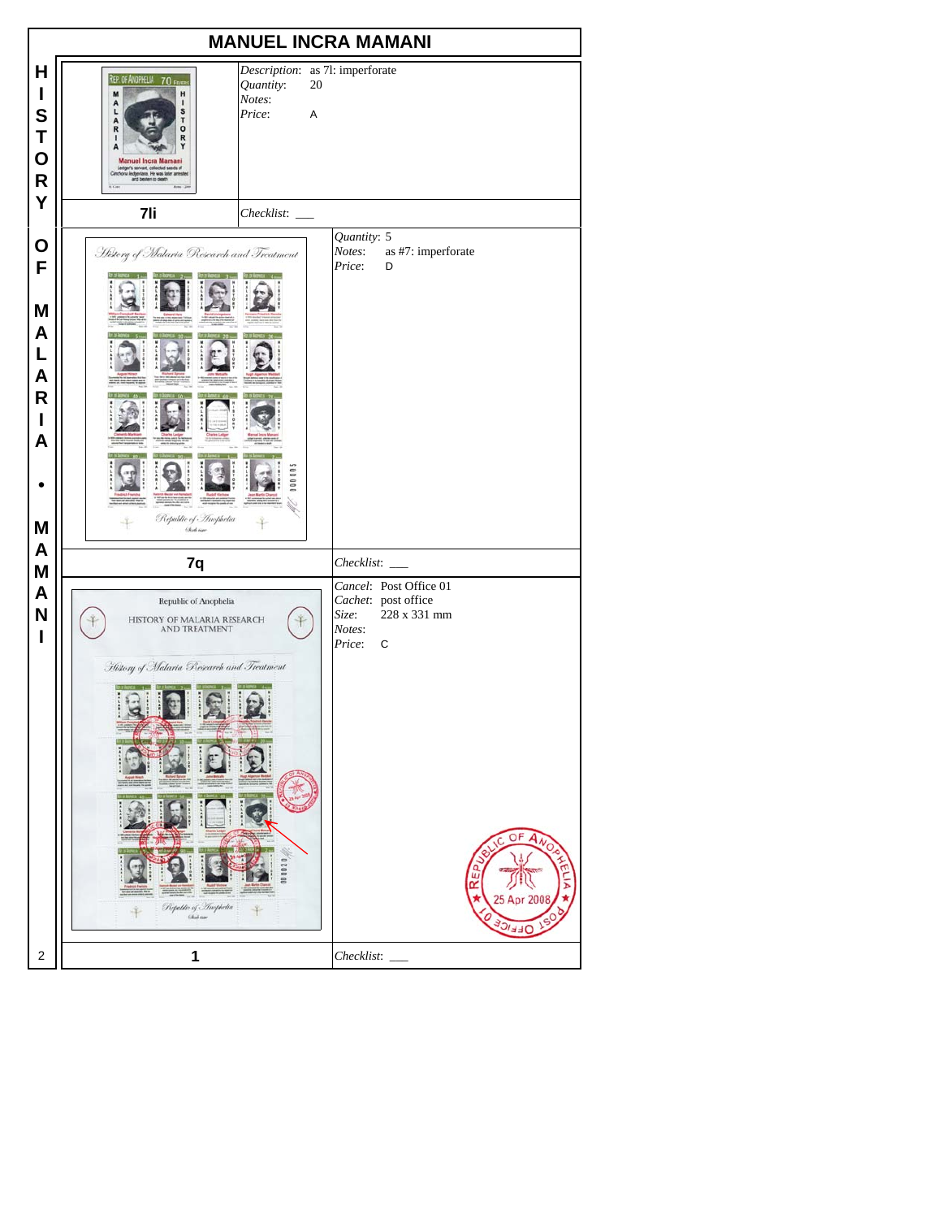# MANUEL INCRA MAMANI

HISTORY OF MALARIA • MAMANI

| | |
|---|---|
| **7li** | *Description*: as 7l: imperforate<br>*Quantity*: 20<br>*Notes*:<br>*Price*: A |
| | *Checklist*: ___ |
| **7q** | *Quantity*: 5<br>*Notes*: as #7: imperforate<br>*Price*: D |
| | *Checklist*: ___ |
| **1** | *Cancel*: Post Office 01<br>*Cachet*: post office<br>*Size*: 228 x 331 mm<br>*Notes*:<br>*Price*: C |
| | *Checklist*: ___ |